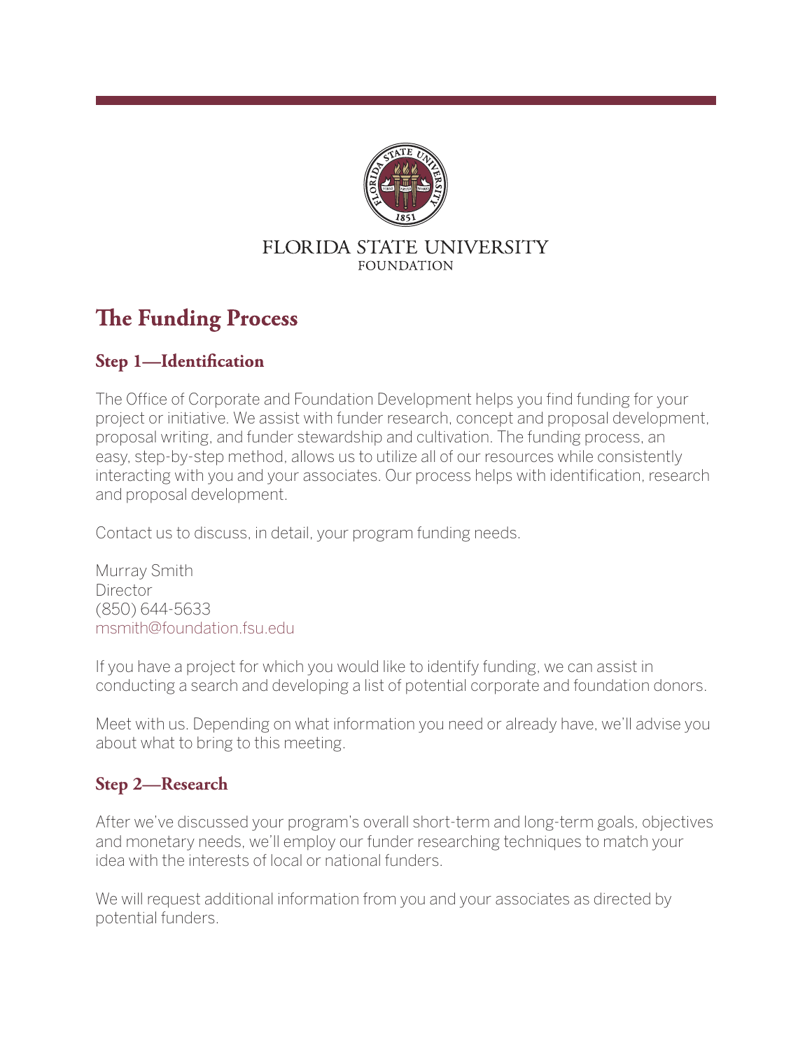FLORIDA STATE UNIVERSITY
FOUNDATION

# The Funding Process

## Step 1—Identification

The Office of Corporate and Foundation Development helps you find funding for your project or initiative. We assist with funder research, concept and proposal development, proposal writing, and funder stewardship and cultivation. The funding process, an easy, step-by-step method, allows us to utilize all of our resources while consistently interacting with you and your associates. Our process helps with identification, research and proposal development.

Contact us to discuss, in detail, your program funding needs.

Murray Smith
Director
(850) 644-5633
msmith@foundation.fsu.edu

If you have a project for which you would like to identify funding, we can assist in conducting a search and developing a list of potential corporate and foundation donors.

Meet with us. Depending on what information you need or already have, we'll advise you about what to bring to this meeting.

## Step 2—Research

After we've discussed your program's overall short-term and long-term goals, objectives and monetary needs, we'll employ our funder researching techniques to match your idea with the interests of local or national funders.

We will request additional information from you and your associates as directed by potential funders.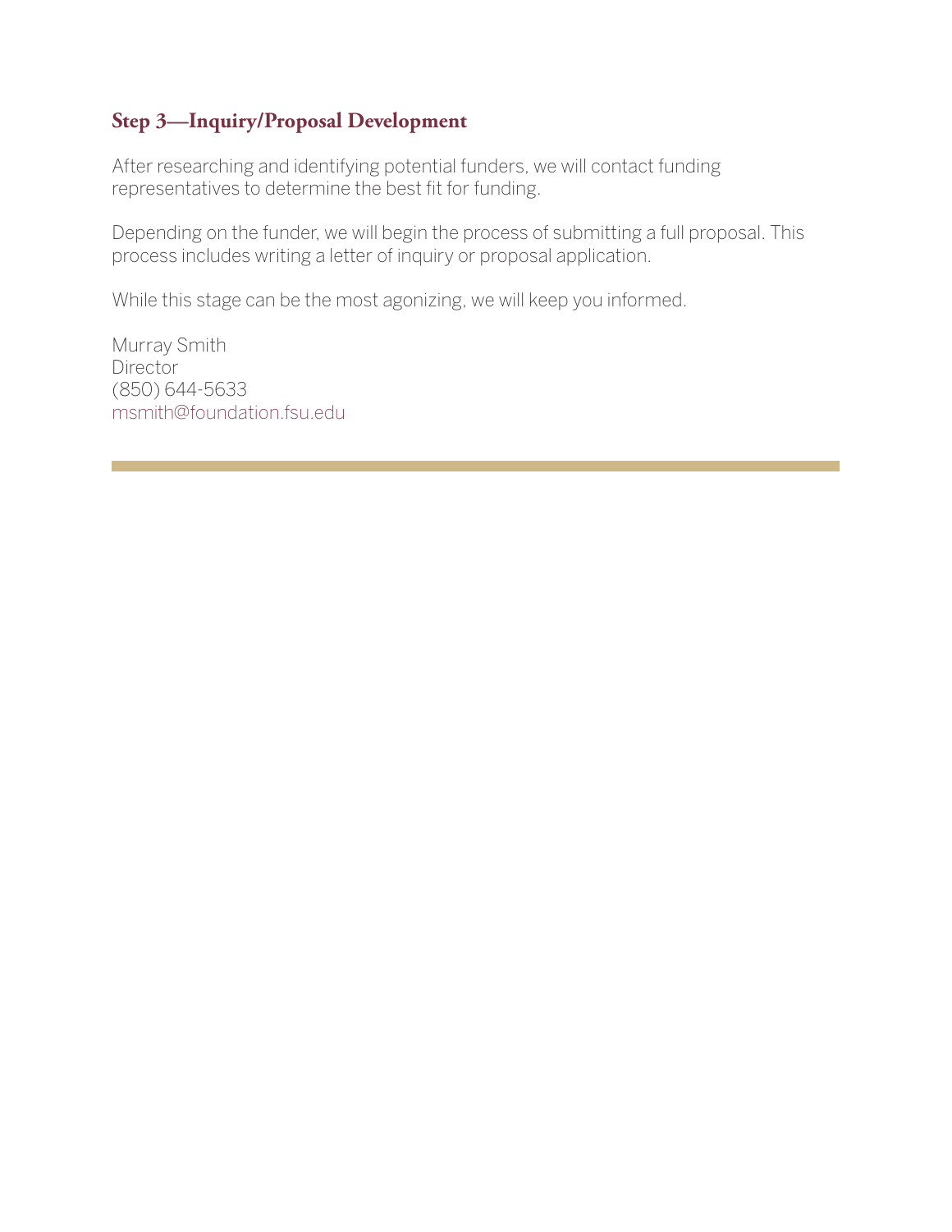### Step 3—Inquiry/Proposal Development

After researching and identifying potential funders, we will contact funding representatives to determine the best fit for funding.

Depending on the funder, we will begin the process of submitting a full proposal. This process includes writing a letter of inquiry or proposal application.

While this stage can be the most agonizing, we will keep you informed.

Murray Smith
Director
(850) 644-5633
msmith@foundation.fsu.edu